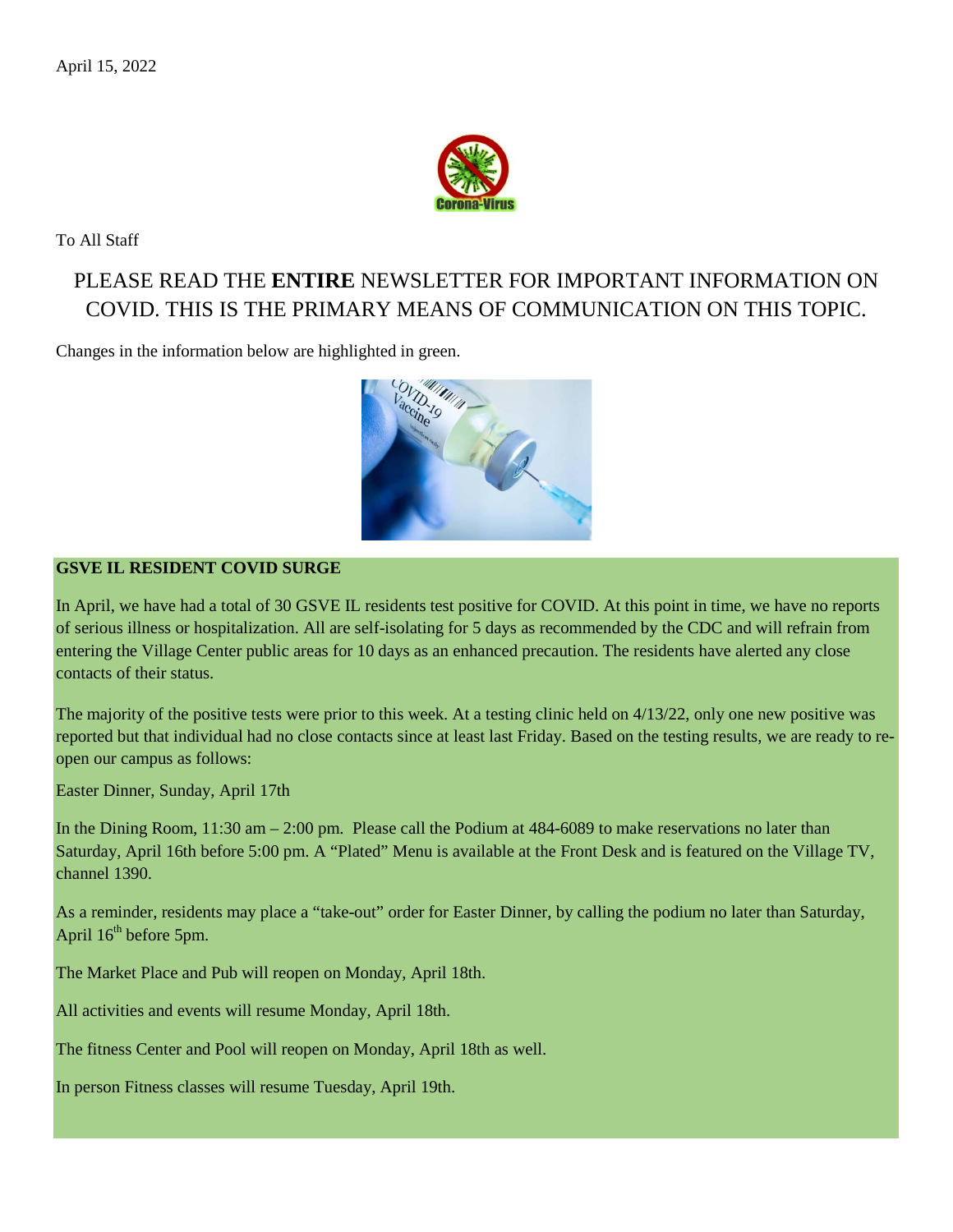April 15, 2022

To All Staff

## PLEASE READ THE **ENTIRE** NEWSLETTER FOR IMPORTANT INFORMATION ON COVID. THIS IS THE PRIMARY MEANS OF COMMUNICATION ON THIS TOPIC.

Changes in the information below are highlighted in green.

**GSVE IL RESIDENT COVID SURGE**

In April, we have had a total of 30 GSVE IL residents test positive for COVID. At this point in time, we have no reports of serious illness or hospitalization. All are self-isolating for 5 days as recommended by the CDC and will refrain from entering the Village Center public areas for 10 days as an enhanced precaution. The residents have alerted any close contacts of their status.

The majority of the positive tests were prior to this week. At a testing clinic held on 4/13/22, only one new positive was reported but that individual had no close contacts since at least last Friday. Based on the testing results, we are ready to re-open our campus as follows:

Easter Dinner, Sunday, April 17th

In the Dining Room, 11:30 am – 2:00 pm. Please call the Podium at 484-6089 to make reservations no later than Saturday, April 16th before 5:00 pm. A "Plated" Menu is available at the Front Desk and is featured on the Village TV, channel 1390.

As a reminder, residents may place a "take-out" order for Easter Dinner, by calling the podium no later than Saturday, April 16th before 5pm.

The Market Place and Pub will reopen on Monday, April 18th.

All activities and events will resume Monday, April 18th.

The fitness Center and Pool will reopen on Monday, April 18th as well.

In person Fitness classes will resume Tuesday, April 19th.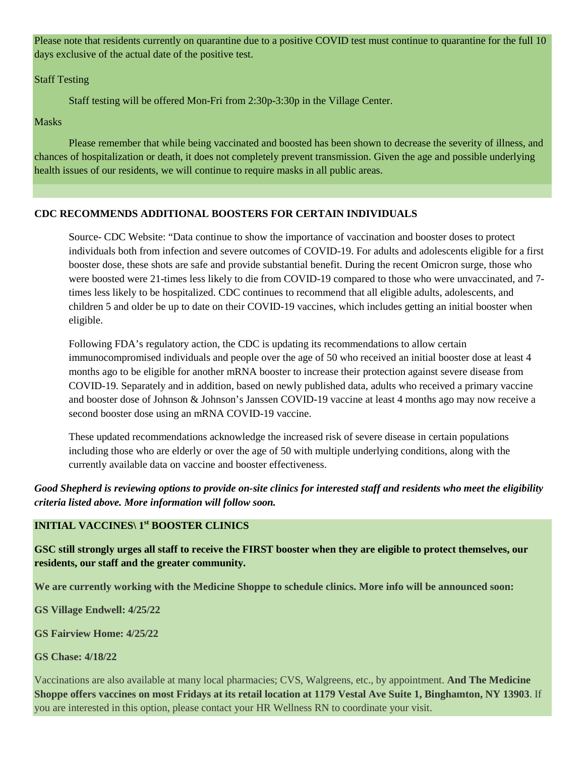Please note that residents currently on quarantine due to a positive COVID test must continue to quarantine for the full 10 days exclusive of the actual date of the positive test.

Staff Testing

Staff testing will be offered Mon-Fri from 2:30p-3:30p in the Village Center.

Masks

Please remember that while being vaccinated and boosted has been shown to decrease the severity of illness, and chances of hospitalization or death, it does not completely prevent transmission. Given the age and possible underlying health issues of our residents, we will continue to require masks in all public areas.

**CDC RECOMMENDS ADDITIONAL BOOSTERS FOR CERTAIN INDIVIDUALS**

Source- CDC Website: “Data continue to show the importance of vaccination and booster doses to protect individuals both from infection and severe outcomes of COVID-19. For adults and adolescents eligible for a first booster dose, these shots are safe and provide substantial benefit. During the recent Omicron surge, those who were boosted were 21-times less likely to die from COVID-19 compared to those who were unvaccinated, and 7-times less likely to be hospitalized. CDC continues to recommend that all eligible adults, adolescents, and children 5 and older be up to date on their COVID-19 vaccines, which includes getting an initial booster when eligible.

Following FDA’s regulatory action, the CDC is updating its recommendations to allow certain immunocompromised individuals and people over the age of 50 who received an initial booster dose at least 4 months ago to be eligible for another mRNA booster to increase their protection against severe disease from COVID-19. Separately and in addition, based on newly published data, adults who received a primary vaccine and booster dose of Johnson & Johnson’s Janssen COVID-19 vaccine at least 4 months ago may now receive a second booster dose using an mRNA COVID-19 vaccine.

These updated recommendations acknowledge the increased risk of severe disease in certain populations including those who are elderly or over the age of 50 with multiple underlying conditions, along with the currently available data on vaccine and booster effectiveness.

***Good Shepherd is reviewing options to provide on-site clinics for interested staff and residents who meet the eligibility criteria listed above. More information will follow soon.***

**INITIAL VACCINES\ 1st BOOSTER CLINICS**

**GSC still strongly urges all staff to receive the FIRST booster when they are eligible to protect themselves, our residents, our staff and the greater community.**

**We are currently working with the Medicine Shoppe to schedule clinics. More info will be announced soon:**

**GS Village Endwell: 4/25/22**

**GS Fairview Home: 4/25/22**

**GS Chase: 4/18/22**

Vaccinations are also available at many local pharmacies; CVS, Walgreens, etc., by appointment. **And The Medicine Shoppe offers vaccines on most Fridays at its retail location at 1179 Vestal Ave Suite 1, Binghamton, NY 13903**. If you are interested in this option, please contact your HR Wellness RN to coordinate your visit.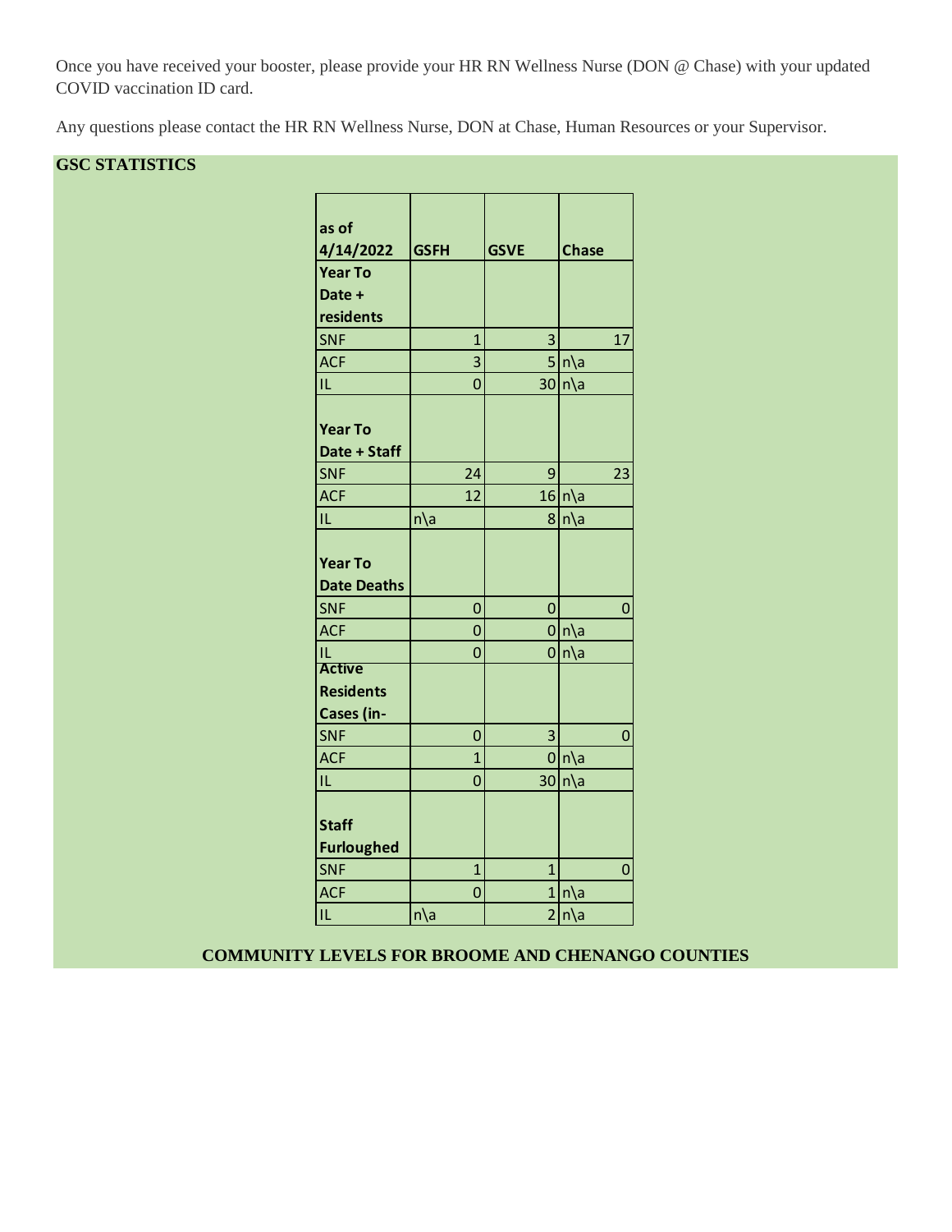Once you have received your booster, please provide your HR RN Wellness Nurse (DON @ Chase) with your updated COVID vaccination ID card.

Any questions please contact the HR RN Wellness Nurse, DON at Chase, Human Resources or your Supervisor.

**GSC STATISTICS**

| as of 4/14/2022 | GSFH | GSVE | Chase |
|---|---|---|---|
| **Year To Date + residents** | | | |
| SNF | 1 | 3 | 17 |
| ACF | 3 | 5 | n\a |
| IL | 0 | 30 | n\a |
| **Year To Date + Staff** | | | |
| SNF | 24 | 9 | 23 |
| ACF | 12 | 16 | n\a |
| IL | n\a | 8 | n\a |
| **Year To Date Deaths** | | | |
| SNF | 0 | 0 | 0 |
| ACF | 0 | 0 | n\a |
| IL | 0 | 0 | n\a |
| **Active Residents Cases (in-** | | | |
| SNF | 0 | 3 | 0 |
| ACF | 1 | 0 | n\a |
| IL | 0 | 30 | n\a |
| **Staff Furloughed** | | | |
| SNF | 1 | 1 | 0 |
| ACF | 0 | 1 | n\a |
| IL | n\a | 2 | n\a |

**COMMUNITY LEVELS FOR BROOME AND CHENANGO COUNTIES**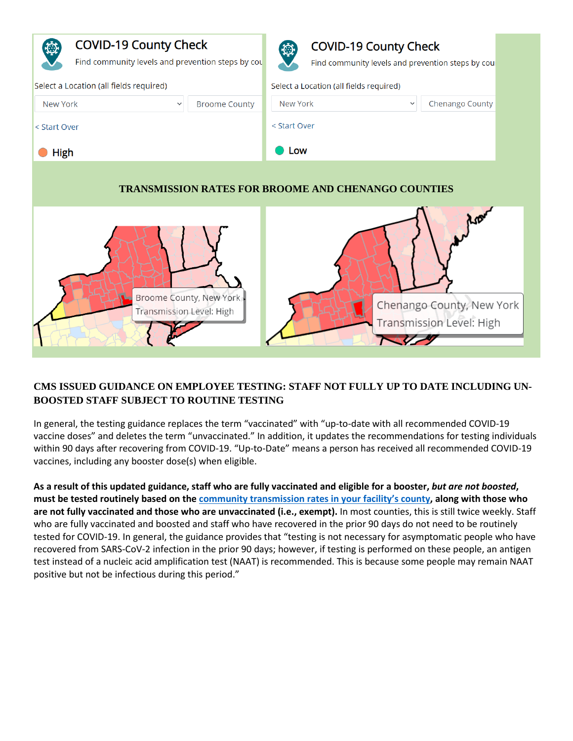COVID-19 County Check

Find community levels and prevention steps by cou

Select a Location (all fields required)

New York | Broome County

< Start Over

High

COVID-19 County Check

Find community levels and prevention steps by cou

Select a Location (all fields required)

New York | Chenango County

< Start Over

Low

**TRANSMISSION RATES FOR BROOME AND CHENANGO COUNTIES**

Broome County, New York
Transmission Level: High

Chenango County, New York
Transmission Level: High

## CMS ISSUED GUIDANCE ON EMPLOYEE TESTING: STAFF NOT FULLY UP TO DATE INCLUDING UN-BOOSTED STAFF SUBJECT TO ROUTINE TESTING

In general, the testing guidance replaces the term "vaccinated" with "up-to-date with all recommended COVID-19 vaccine doses" and deletes the term "unvaccinated." In addition, it updates the recommendations for testing individuals within 90 days after recovering from COVID-19. "Up-to-Date" means a person has received all recommended COVID-19 vaccines, including any booster dose(s) when eligible.

**As a result of this updated guidance, staff who are fully vaccinated and eligible for a booster, *but are not boosted*, must be tested routinely based on the community transmission rates in your facility's county, along with those who are not fully vaccinated and those who are unvaccinated (i.e., exempt).** In most counties, this is still twice weekly. Staff who are fully vaccinated and boosted and staff who have recovered in the prior 90 days do not need to be routinely tested for COVID-19. In general, the guidance provides that "testing is not necessary for asymptomatic people who have recovered from SARS-CoV-2 infection in the prior 90 days; however, if testing is performed on these people, an antigen test instead of a nucleic acid amplification test (NAAT) is recommended. This is because some people may remain NAAT positive but not be infectious during this period."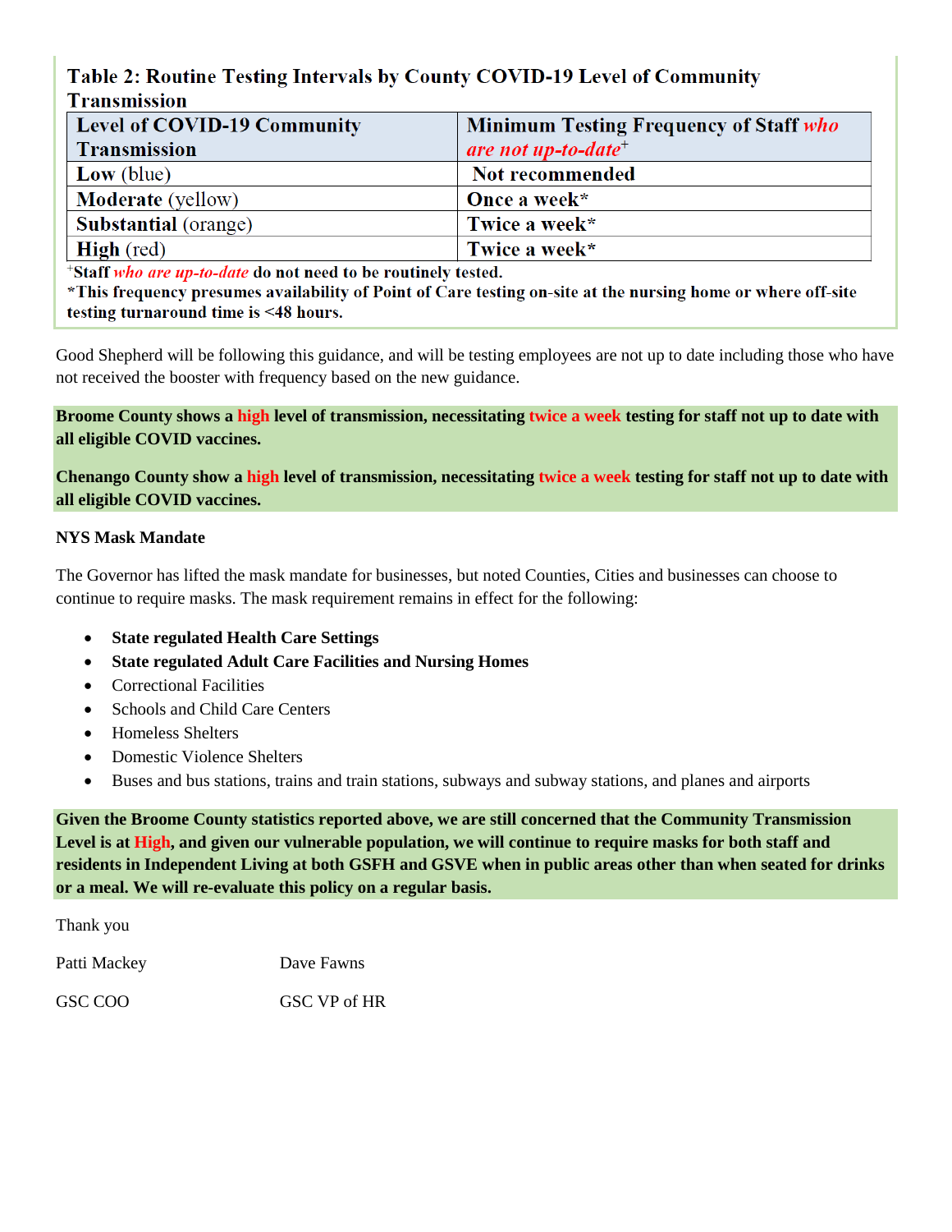**Table 2: Routine Testing Intervals by County COVID-19 Level of Community Transmission**

| Level of COVID-19 Community Transmission | Minimum Testing Frequency of Staff *who are not up-to-date*[+] |
|---|---|
| **Low** (blue) | **Not recommended** |
| **Moderate** (yellow) | **Once a week*** |
| **Substantial** (orange) | **Twice a week*** |
| **High** (red) | **Twice a week*** |

**[+]Staff *who are up-to-date* do not need to be routinely tested.**
***This frequency presumes availability of Point of Care testing on-site at the nursing home or where off-site testing turnaround time is <48 hours.**

Good Shepherd will be following this guidance, and will be testing employees are not up to date including those who have not received the booster with frequency based on the new guidance.

**Broome County shows a high level of transmission, necessitating twice a week testing for staff not up to date with all eligible COVID vaccines.**

**Chenango County show a high level of transmission, necessitating twice a week testing for staff not up to date with all eligible COVID vaccines.**

**NYS Mask Mandate**

The Governor has lifted the mask mandate for businesses, but noted Counties, Cities and businesses can choose to continue to require masks. The mask requirement remains in effect for the following:

- **State regulated Health Care Settings**
- **State regulated Adult Care Facilities and Nursing Homes**
- Correctional Facilities
- Schools and Child Care Centers
- Homeless Shelters
- Domestic Violence Shelters
- Buses and bus stations, trains and train stations, subways and subway stations, and planes and airports

**Given the Broome County statistics reported above, we are still concerned that the Community Transmission Level is at High, and given our vulnerable population, we will continue to require masks for both staff and residents in Independent Living at both GSFH and GSVE when in public areas other than when seated for drinks or a meal. We will re-evaluate this policy on a regular basis.**

Thank you

Patti Mackey — Dave Fawns

GSC COO — GSC VP of HR